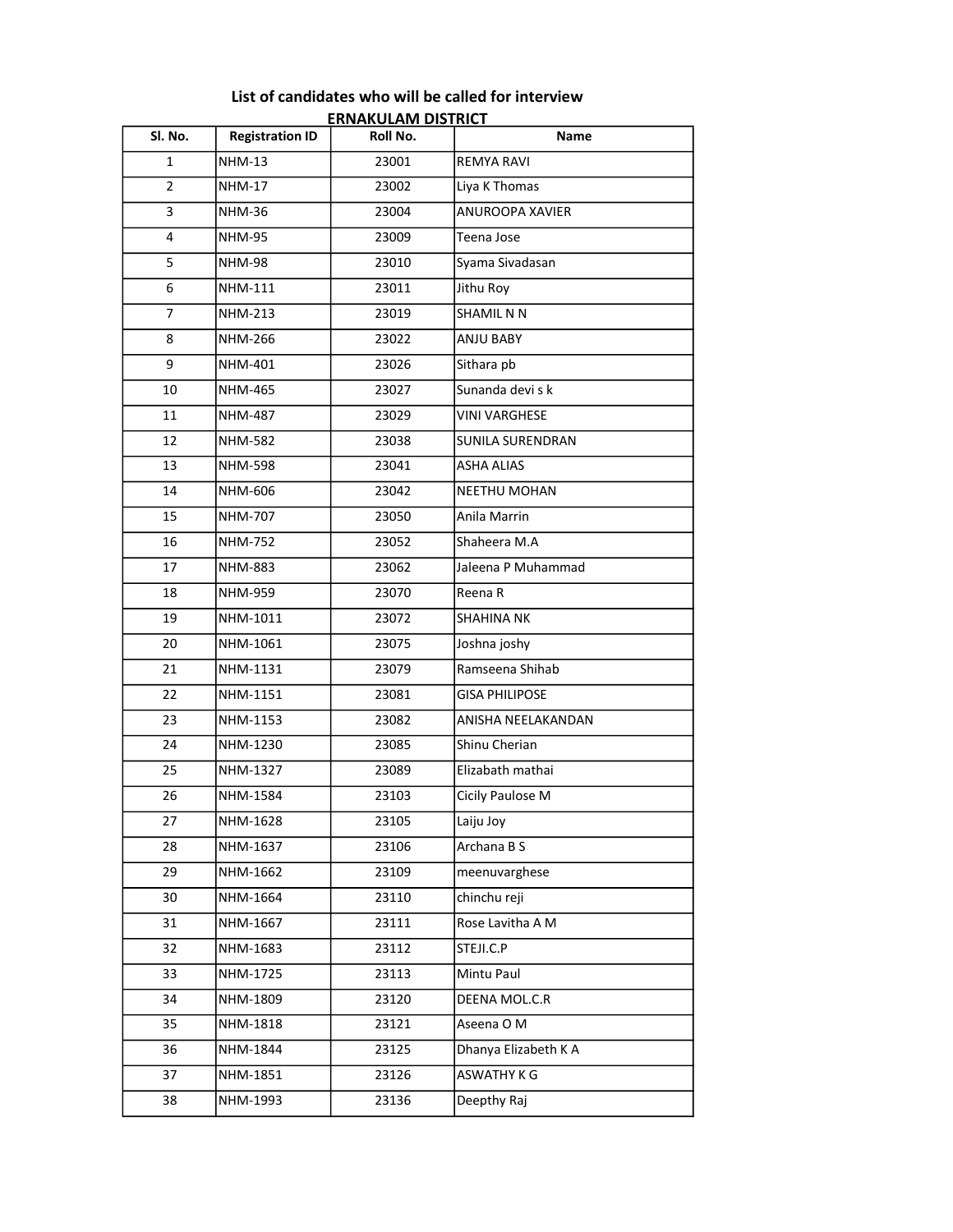## List of candidates who will be called for interview

### ERNAKULAM DISTRICT

| Sl. No. | Registration ID | Roll No. | Name |
|---|---|---|---|
| 1 | NHM-13 | 23001 | REMYA RAVI |
| 2 | NHM-17 | 23002 | Liya K Thomas |
| 3 | NHM-36 | 23004 | ANUROOPA XAVIER |
| 4 | NHM-95 | 23009 | Teena Jose |
| 5 | NHM-98 | 23010 | Syama Sivadasan |
| 6 | NHM-111 | 23011 | Jithu Roy |
| 7 | NHM-213 | 23019 | SHAMIL N N |
| 8 | NHM-266 | 23022 | ANJU BABY |
| 9 | NHM-401 | 23026 | Sithara pb |
| 10 | NHM-465 | 23027 | Sunanda devi s k |
| 11 | NHM-487 | 23029 | VINI VARGHESE |
| 12 | NHM-582 | 23038 | SUNILA SURENDRAN |
| 13 | NHM-598 | 23041 | ASHA ALIAS |
| 14 | NHM-606 | 23042 | NEETHU MOHAN |
| 15 | NHM-707 | 23050 | Anila Marrin |
| 16 | NHM-752 | 23052 | Shaheera M.A |
| 17 | NHM-883 | 23062 | Jaleena P Muhammad |
| 18 | NHM-959 | 23070 | Reena R |
| 19 | NHM-1011 | 23072 | SHAHINA NK |
| 20 | NHM-1061 | 23075 | Joshna joshy |
| 21 | NHM-1131 | 23079 | Ramseena Shihab |
| 22 | NHM-1151 | 23081 | GISA PHILIPOSE |
| 23 | NHM-1153 | 23082 | ANISHA NEELAKANDAN |
| 24 | NHM-1230 | 23085 | Shinu Cherian |
| 25 | NHM-1327 | 23089 | Elizabath mathai |
| 26 | NHM-1584 | 23103 | Cicily Paulose M |
| 27 | NHM-1628 | 23105 | Laiju Joy |
| 28 | NHM-1637 | 23106 | Archana B S |
| 29 | NHM-1662 | 23109 | meenuvarghese |
| 30 | NHM-1664 | 23110 | chinchu reji |
| 31 | NHM-1667 | 23111 | Rose Lavitha A M |
| 32 | NHM-1683 | 23112 | STEJI.C.P |
| 33 | NHM-1725 | 23113 | Mintu Paul |
| 34 | NHM-1809 | 23120 | DEENA MOL.C.R |
| 35 | NHM-1818 | 23121 | Aseena O M |
| 36 | NHM-1844 | 23125 | Dhanya Elizabeth K A |
| 37 | NHM-1851 | 23126 | ASWATHY K G |
| 38 | NHM-1993 | 23136 | Deepthy Raj |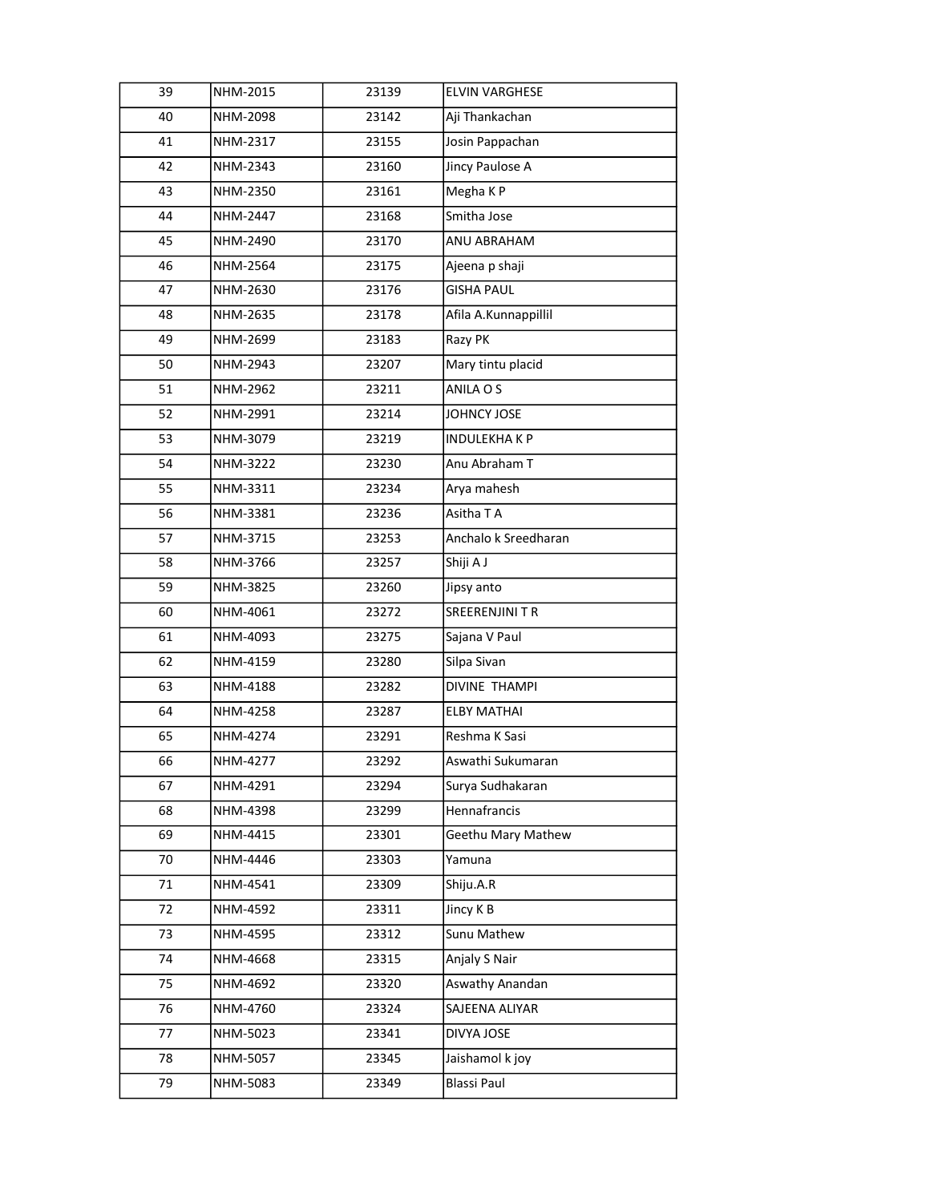| | | | |
|---|---|---|---|
| 39 | NHM-2015 | 23139 | ELVIN VARGHESE |
| 40 | NHM-2098 | 23142 | Aji Thankachan |
| 41 | NHM-2317 | 23155 | Josin Pappachan |
| 42 | NHM-2343 | 23160 | Jincy Paulose A |
| 43 | NHM-2350 | 23161 | Megha K P |
| 44 | NHM-2447 | 23168 | Smitha Jose |
| 45 | NHM-2490 | 23170 | ANU ABRAHAM |
| 46 | NHM-2564 | 23175 | Ajeena p shaji |
| 47 | NHM-2630 | 23176 | GISHA PAUL |
| 48 | NHM-2635 | 23178 | Afila A.Kunnappillil |
| 49 | NHM-2699 | 23183 | Razy PK |
| 50 | NHM-2943 | 23207 | Mary tintu placid |
| 51 | NHM-2962 | 23211 | ANILA O S |
| 52 | NHM-2991 | 23214 | JOHNCY JOSE |
| 53 | NHM-3079 | 23219 | INDULEKHA K P |
| 54 | NHM-3222 | 23230 | Anu Abraham T |
| 55 | NHM-3311 | 23234 | Arya mahesh |
| 56 | NHM-3381 | 23236 | Asitha T A |
| 57 | NHM-3715 | 23253 | Anchalo k Sreedharan |
| 58 | NHM-3766 | 23257 | Shiji A J |
| 59 | NHM-3825 | 23260 | Jipsy anto |
| 60 | NHM-4061 | 23272 | SREERENJINI T R |
| 61 | NHM-4093 | 23275 | Sajana V Paul |
| 62 | NHM-4159 | 23280 | Silpa Sivan |
| 63 | NHM-4188 | 23282 | DIVINE THAMPI |
| 64 | NHM-4258 | 23287 | ELBY MATHAI |
| 65 | NHM-4274 | 23291 | Reshma K Sasi |
| 66 | NHM-4277 | 23292 | Aswathi Sukumaran |
| 67 | NHM-4291 | 23294 | Surya Sudhakaran |
| 68 | NHM-4398 | 23299 | Hennafrancis |
| 69 | NHM-4415 | 23301 | Geethu Mary Mathew |
| 70 | NHM-4446 | 23303 | Yamuna |
| 71 | NHM-4541 | 23309 | Shiju.A.R |
| 72 | NHM-4592 | 23311 | Jincy K B |
| 73 | NHM-4595 | 23312 | Sunu Mathew |
| 74 | NHM-4668 | 23315 | Anjaly S Nair |
| 75 | NHM-4692 | 23320 | Aswathy Anandan |
| 76 | NHM-4760 | 23324 | SAJEENA ALIYAR |
| 77 | NHM-5023 | 23341 | DIVYA JOSE |
| 78 | NHM-5057 | 23345 | Jaishamol k joy |
| 79 | NHM-5083 | 23349 | Blassi Paul |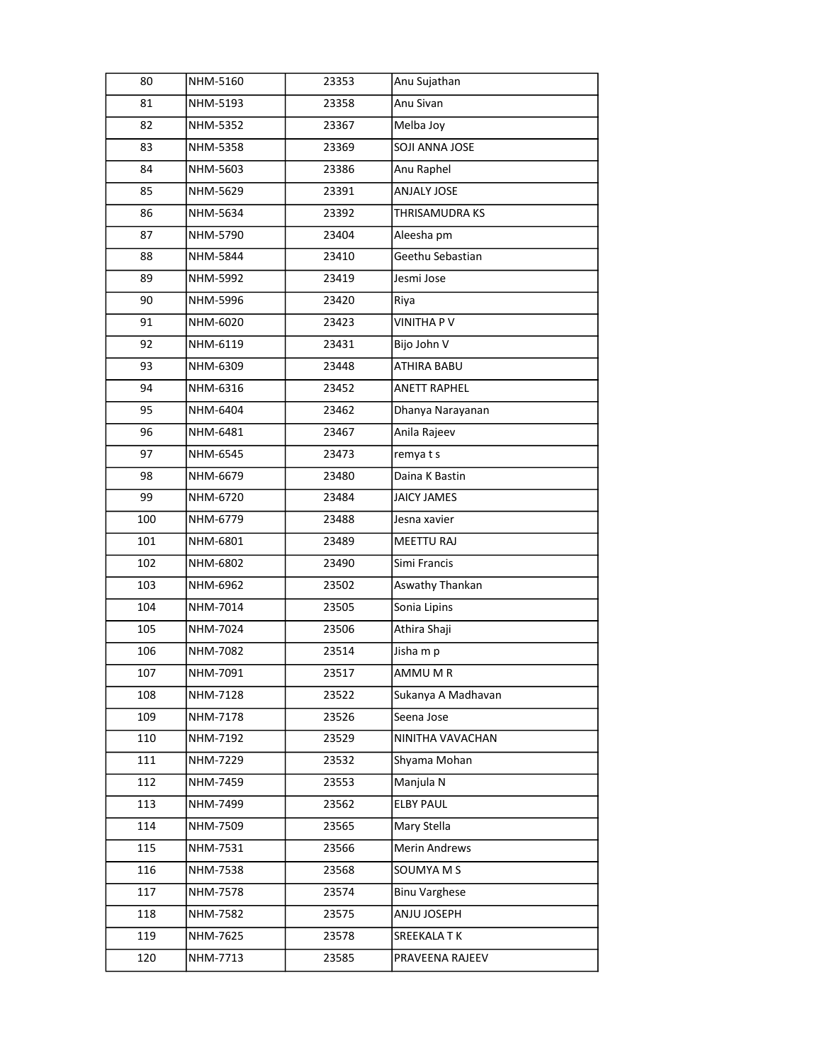| 80 | NHM-5160 | 23353 | Anu Sujathan |
|---|---|---|---|
| 81 | NHM-5193 | 23358 | Anu Sivan |
| 82 | NHM-5352 | 23367 | Melba Joy |
| 83 | NHM-5358 | 23369 | SOJI ANNA JOSE |
| 84 | NHM-5603 | 23386 | Anu Raphel |
| 85 | NHM-5629 | 23391 | ANJALY JOSE |
| 86 | NHM-5634 | 23392 | THRISAMUDRA KS |
| 87 | NHM-5790 | 23404 | Aleesha pm |
| 88 | NHM-5844 | 23410 | Geethu Sebastian |
| 89 | NHM-5992 | 23419 | Jesmi Jose |
| 90 | NHM-5996 | 23420 | Riya |
| 91 | NHM-6020 | 23423 | VINITHA P V |
| 92 | NHM-6119 | 23431 | Bijo John V |
| 93 | NHM-6309 | 23448 | ATHIRA BABU |
| 94 | NHM-6316 | 23452 | ANETT RAPHEL |
| 95 | NHM-6404 | 23462 | Dhanya Narayanan |
| 96 | NHM-6481 | 23467 | Anila Rajeev |
| 97 | NHM-6545 | 23473 | remya t s |
| 98 | NHM-6679 | 23480 | Daina K Bastin |
| 99 | NHM-6720 | 23484 | JAICY JAMES |
| 100 | NHM-6779 | 23488 | Jesna xavier |
| 101 | NHM-6801 | 23489 | MEETTU RAJ |
| 102 | NHM-6802 | 23490 | Simi Francis |
| 103 | NHM-6962 | 23502 | Aswathy Thankan |
| 104 | NHM-7014 | 23505 | Sonia Lipins |
| 105 | NHM-7024 | 23506 | Athira Shaji |
| 106 | NHM-7082 | 23514 | Jisha m p |
| 107 | NHM-7091 | 23517 | AMMU M R |
| 108 | NHM-7128 | 23522 | Sukanya A Madhavan |
| 109 | NHM-7178 | 23526 | Seena Jose |
| 110 | NHM-7192 | 23529 | NINITHA VAVACHAN |
| 111 | NHM-7229 | 23532 | Shyama Mohan |
| 112 | NHM-7459 | 23553 | Manjula N |
| 113 | NHM-7499 | 23562 | ELBY PAUL |
| 114 | NHM-7509 | 23565 | Mary Stella |
| 115 | NHM-7531 | 23566 | Merin Andrews |
| 116 | NHM-7538 | 23568 | SOUMYA M S |
| 117 | NHM-7578 | 23574 | Binu Varghese |
| 118 | NHM-7582 | 23575 | ANJU JOSEPH |
| 119 | NHM-7625 | 23578 | SREEKALA T K |
| 120 | NHM-7713 | 23585 | PRAVEENA RAJEEV |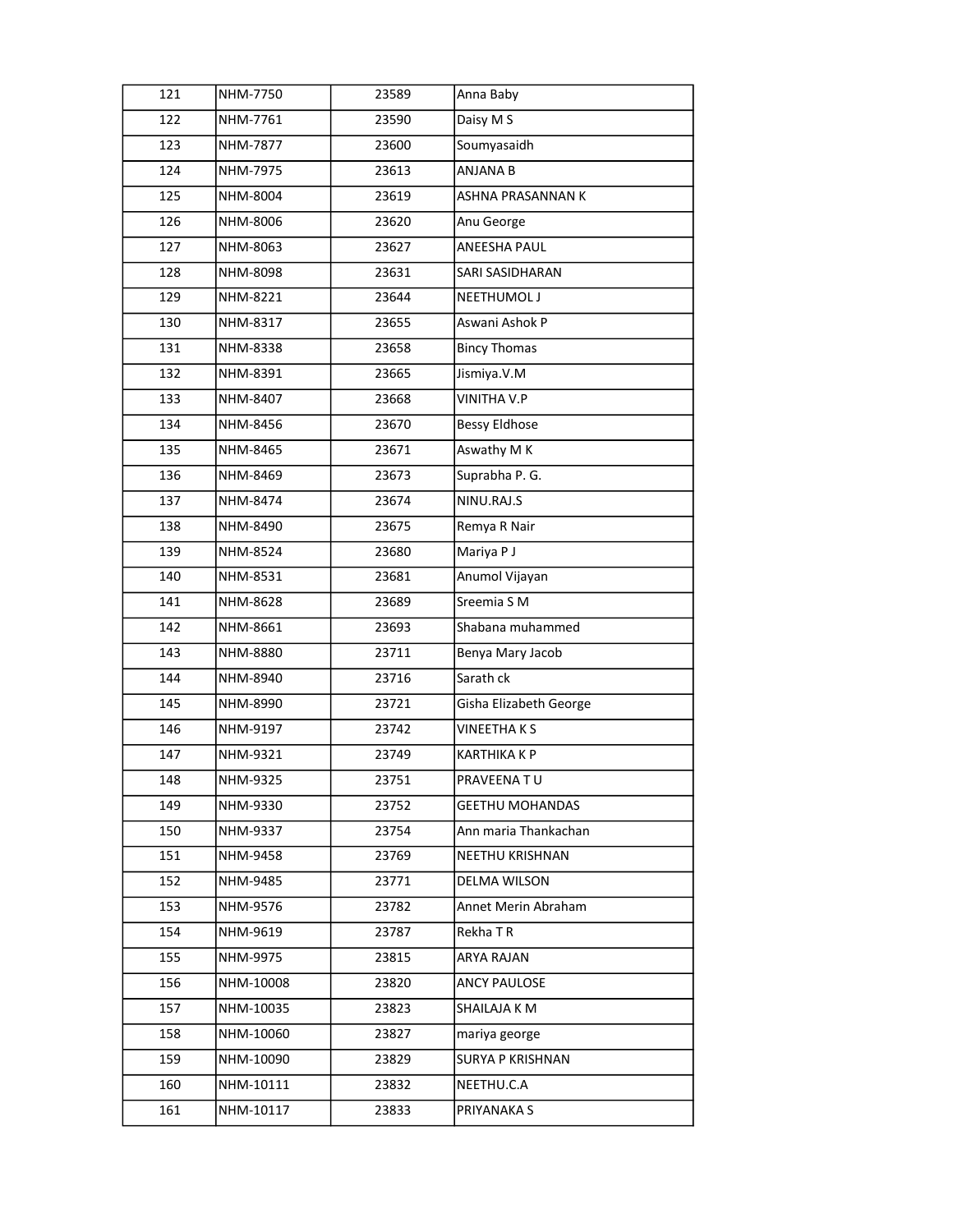| | | | |
|---|---|---|---|
| 121 | NHM-7750 | 23589 | Anna Baby |
| 122 | NHM-7761 | 23590 | Daisy M S |
| 123 | NHM-7877 | 23600 | Soumyasaidh |
| 124 | NHM-7975 | 23613 | ANJANA B |
| 125 | NHM-8004 | 23619 | ASHNA PRASANNAN K |
| 126 | NHM-8006 | 23620 | Anu George |
| 127 | NHM-8063 | 23627 | ANEESHA PAUL |
| 128 | NHM-8098 | 23631 | SARI SASIDHARAN |
| 129 | NHM-8221 | 23644 | NEETHUMOL J |
| 130 | NHM-8317 | 23655 | Aswani Ashok P |
| 131 | NHM-8338 | 23658 | Bincy Thomas |
| 132 | NHM-8391 | 23665 | Jismiya.V.M |
| 133 | NHM-8407 | 23668 | VINITHA V.P |
| 134 | NHM-8456 | 23670 | Bessy Eldhose |
| 135 | NHM-8465 | 23671 | Aswathy M K |
| 136 | NHM-8469 | 23673 | Suprabha P. G. |
| 137 | NHM-8474 | 23674 | NINU.RAJ.S |
| 138 | NHM-8490 | 23675 | Remya R Nair |
| 139 | NHM-8524 | 23680 | Mariya P J |
| 140 | NHM-8531 | 23681 | Anumol Vijayan |
| 141 | NHM-8628 | 23689 | Sreemia S M |
| 142 | NHM-8661 | 23693 | Shabana muhammed |
| 143 | NHM-8880 | 23711 | Benya Mary Jacob |
| 144 | NHM-8940 | 23716 | Sarath ck |
| 145 | NHM-8990 | 23721 | Gisha Elizabeth George |
| 146 | NHM-9197 | 23742 | VINEETHA K S |
| 147 | NHM-9321 | 23749 | KARTHIKA K P |
| 148 | NHM-9325 | 23751 | PRAVEENA T U |
| 149 | NHM-9330 | 23752 | GEETHU MOHANDAS |
| 150 | NHM-9337 | 23754 | Ann maria Thankachan |
| 151 | NHM-9458 | 23769 | NEETHU KRISHNAN |
| 152 | NHM-9485 | 23771 | DELMA WILSON |
| 153 | NHM-9576 | 23782 | Annet Merin Abraham |
| 154 | NHM-9619 | 23787 | Rekha T R |
| 155 | NHM-9975 | 23815 | ARYA RAJAN |
| 156 | NHM-10008 | 23820 | ANCY PAULOSE |
| 157 | NHM-10035 | 23823 | SHAILAJA K M |
| 158 | NHM-10060 | 23827 | mariya george |
| 159 | NHM-10090 | 23829 | SURYA P KRISHNAN |
| 160 | NHM-10111 | 23832 | NEETHU.C.A |
| 161 | NHM-10117 | 23833 | PRIYANAKA S |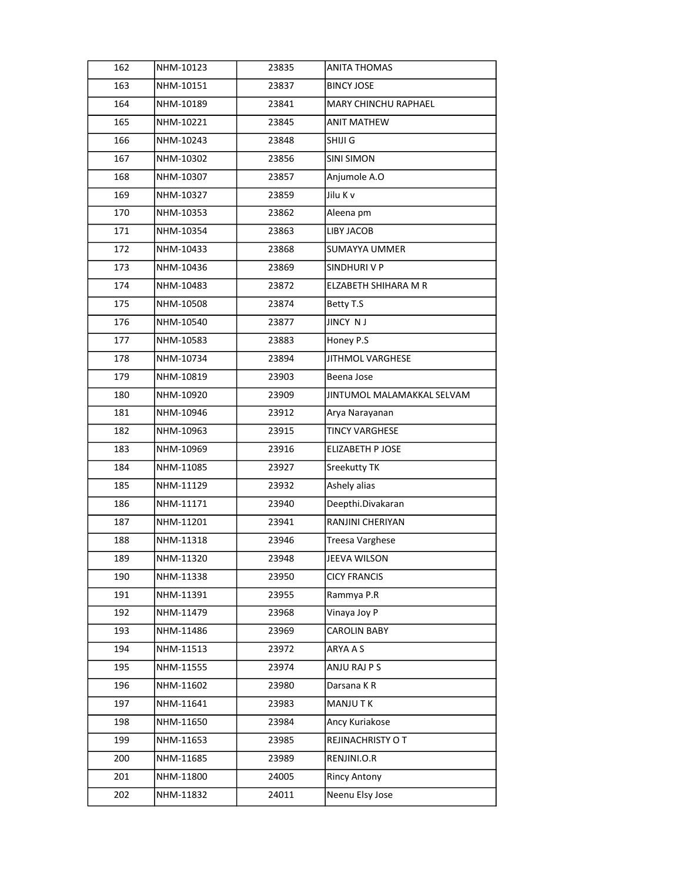| | | | |
|---|---|---|---|
| 162 | NHM-10123 | 23835 | ANITA THOMAS |
| 163 | NHM-10151 | 23837 | BINCY JOSE |
| 164 | NHM-10189 | 23841 | MARY CHINCHU RAPHAEL |
| 165 | NHM-10221 | 23845 | ANIT MATHEW |
| 166 | NHM-10243 | 23848 | SHIJI G |
| 167 | NHM-10302 | 23856 | SINI SIMON |
| 168 | NHM-10307 | 23857 | Anjumole A.O |
| 169 | NHM-10327 | 23859 | Jilu K v |
| 170 | NHM-10353 | 23862 | Aleena pm |
| 171 | NHM-10354 | 23863 | LIBY JACOB |
| 172 | NHM-10433 | 23868 | SUMAYYA UMMER |
| 173 | NHM-10436 | 23869 | SINDHURI V P |
| 174 | NHM-10483 | 23872 | ELZABETH SHIHARA M R |
| 175 | NHM-10508 | 23874 | Betty T.S |
| 176 | NHM-10540 | 23877 | JINCY N J |
| 177 | NHM-10583 | 23883 | Honey P.S |
| 178 | NHM-10734 | 23894 | JITHMOL VARGHESE |
| 179 | NHM-10819 | 23903 | Beena Jose |
| 180 | NHM-10920 | 23909 | JINTUMOL MALAMAKKAL SELVAM |
| 181 | NHM-10946 | 23912 | Arya Narayanan |
| 182 | NHM-10963 | 23915 | TINCY VARGHESE |
| 183 | NHM-10969 | 23916 | ELIZABETH P JOSE |
| 184 | NHM-11085 | 23927 | Sreekutty TK |
| 185 | NHM-11129 | 23932 | Ashely alias |
| 186 | NHM-11171 | 23940 | Deepthi.Divakaran |
| 187 | NHM-11201 | 23941 | RANJINI CHERIYAN |
| 188 | NHM-11318 | 23946 | Treesa Varghese |
| 189 | NHM-11320 | 23948 | JEEVA WILSON |
| 190 | NHM-11338 | 23950 | CICY FRANCIS |
| 191 | NHM-11391 | 23955 | Rammya P.R |
| 192 | NHM-11479 | 23968 | Vinaya Joy P |
| 193 | NHM-11486 | 23969 | CAROLIN BABY |
| 194 | NHM-11513 | 23972 | ARYA A S |
| 195 | NHM-11555 | 23974 | ANJU RAJ P S |
| 196 | NHM-11602 | 23980 | Darsana K R |
| 197 | NHM-11641 | 23983 | MANJU T K |
| 198 | NHM-11650 | 23984 | Ancy Kuriakose |
| 199 | NHM-11653 | 23985 | REJINACHRISTY O T |
| 200 | NHM-11685 | 23989 | RENJINI.O.R |
| 201 | NHM-11800 | 24005 | Rincy Antony |
| 202 | NHM-11832 | 24011 | Neenu Elsy Jose |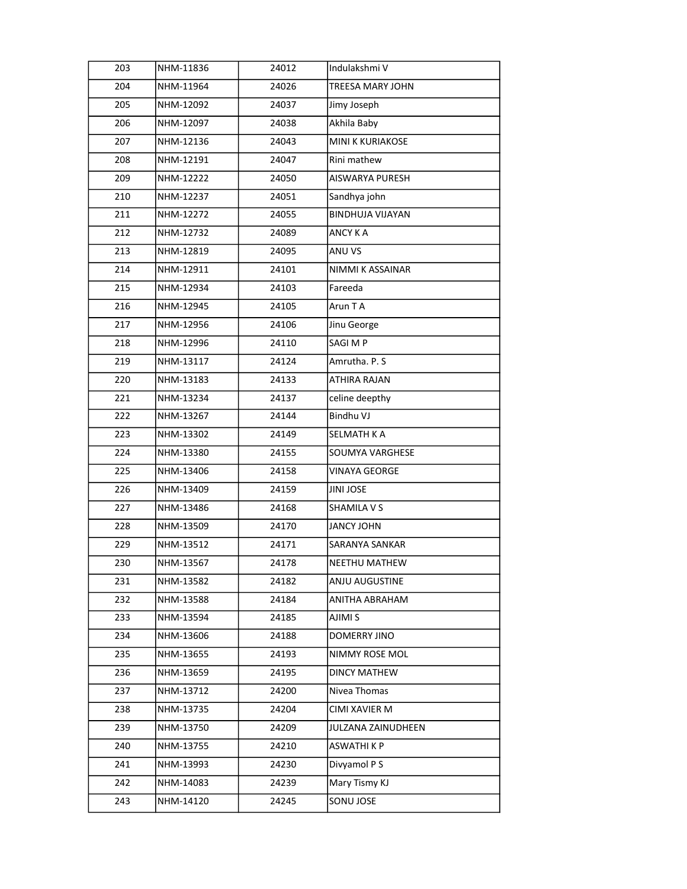| | | | |
|---|---|---|---|
| 203 | NHM-11836 | 24012 | Indulakshmi V |
| 204 | NHM-11964 | 24026 | TREESA MARY JOHN |
| 205 | NHM-12092 | 24037 | Jimy Joseph |
| 206 | NHM-12097 | 24038 | Akhila Baby |
| 207 | NHM-12136 | 24043 | MINI K KURIAKOSE |
| 208 | NHM-12191 | 24047 | Rini mathew |
| 209 | NHM-12222 | 24050 | AISWARYA PURESH |
| 210 | NHM-12237 | 24051 | Sandhya john |
| 211 | NHM-12272 | 24055 | BINDHUJA VIJAYAN |
| 212 | NHM-12732 | 24089 | ANCY K A |
| 213 | NHM-12819 | 24095 | ANU VS |
| 214 | NHM-12911 | 24101 | NIMMI K ASSAINAR |
| 215 | NHM-12934 | 24103 | Fareeda |
| 216 | NHM-12945 | 24105 | Arun T A |
| 217 | NHM-12956 | 24106 | Jinu George |
| 218 | NHM-12996 | 24110 | SAGI M P |
| 219 | NHM-13117 | 24124 | Amrutha. P. S |
| 220 | NHM-13183 | 24133 | ATHIRA RAJAN |
| 221 | NHM-13234 | 24137 | celine deepthy |
| 222 | NHM-13267 | 24144 | Bindhu VJ |
| 223 | NHM-13302 | 24149 | SELMATH K A |
| 224 | NHM-13380 | 24155 | SOUMYA VARGHESE |
| 225 | NHM-13406 | 24158 | VINAYA GEORGE |
| 226 | NHM-13409 | 24159 | JINI JOSE |
| 227 | NHM-13486 | 24168 | SHAMILA V S |
| 228 | NHM-13509 | 24170 | JANCY JOHN |
| 229 | NHM-13512 | 24171 | SARANYA SANKAR |
| 230 | NHM-13567 | 24178 | NEETHU MATHEW |
| 231 | NHM-13582 | 24182 | ANJU AUGUSTINE |
| 232 | NHM-13588 | 24184 | ANITHA ABRAHAM |
| 233 | NHM-13594 | 24185 | AJIMI S |
| 234 | NHM-13606 | 24188 | DOMERRY JINO |
| 235 | NHM-13655 | 24193 | NIMMY ROSE MOL |
| 236 | NHM-13659 | 24195 | DINCY MATHEW |
| 237 | NHM-13712 | 24200 | Nivea Thomas |
| 238 | NHM-13735 | 24204 | CIMI XAVIER M |
| 239 | NHM-13750 | 24209 | JULZANA ZAINUDHEEN |
| 240 | NHM-13755 | 24210 | ASWATHI K P |
| 241 | NHM-13993 | 24230 | Divyamol P S |
| 242 | NHM-14083 | 24239 | Mary Tismy KJ |
| 243 | NHM-14120 | 24245 | SONU JOSE |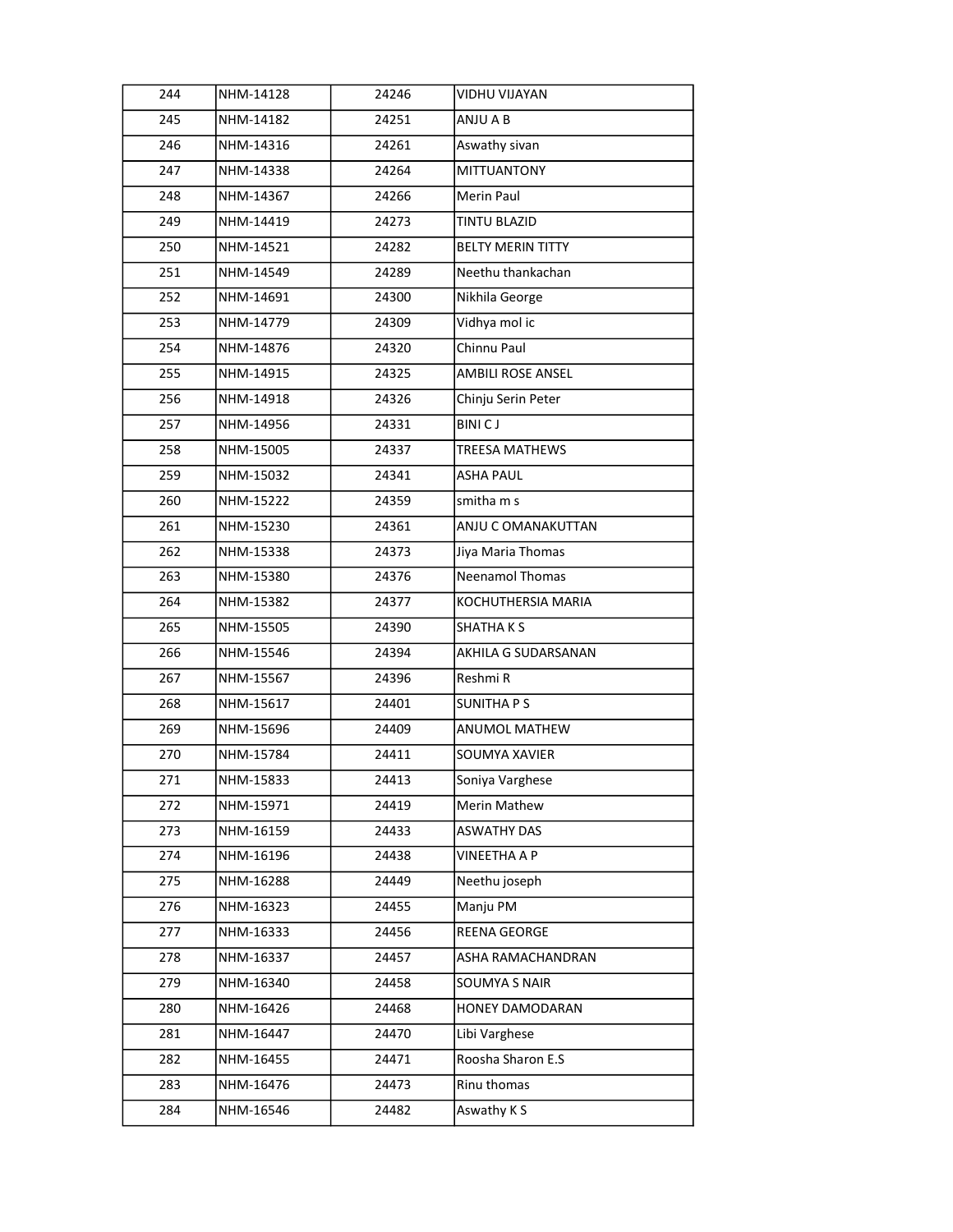| 244 | NHM-14128 | 24246 | VIDHU VIJAYAN |
|---|---|---|---|
| 245 | NHM-14182 | 24251 | ANJU A B |
| 246 | NHM-14316 | 24261 | Aswathy sivan |
| 247 | NHM-14338 | 24264 | MITTUANTONY |
| 248 | NHM-14367 | 24266 | Merin Paul |
| 249 | NHM-14419 | 24273 | TINTU BLAZID |
| 250 | NHM-14521 | 24282 | BELTY MERIN TITTY |
| 251 | NHM-14549 | 24289 | Neethu thankachan |
| 252 | NHM-14691 | 24300 | Nikhila George |
| 253 | NHM-14779 | 24309 | Vidhya mol ic |
| 254 | NHM-14876 | 24320 | Chinnu Paul |
| 255 | NHM-14915 | 24325 | AMBILI ROSE ANSEL |
| 256 | NHM-14918 | 24326 | Chinju Serin Peter |
| 257 | NHM-14956 | 24331 | BINI C J |
| 258 | NHM-15005 | 24337 | TREESA MATHEWS |
| 259 | NHM-15032 | 24341 | ASHA PAUL |
| 260 | NHM-15222 | 24359 | smitha m s |
| 261 | NHM-15230 | 24361 | ANJU C OMANAKUTTAN |
| 262 | NHM-15338 | 24373 | Jiya Maria Thomas |
| 263 | NHM-15380 | 24376 | Neenamol Thomas |
| 264 | NHM-15382 | 24377 | KOCHUTHERSIA MARIA |
| 265 | NHM-15505 | 24390 | SHATHA K S |
| 266 | NHM-15546 | 24394 | AKHILA G SUDARSANAN |
| 267 | NHM-15567 | 24396 | Reshmi R |
| 268 | NHM-15617 | 24401 | SUNITHA P S |
| 269 | NHM-15696 | 24409 | ANUMOL MATHEW |
| 270 | NHM-15784 | 24411 | SOUMYA XAVIER |
| 271 | NHM-15833 | 24413 | Soniya Varghese |
| 272 | NHM-15971 | 24419 | Merin Mathew |
| 273 | NHM-16159 | 24433 | ASWATHY DAS |
| 274 | NHM-16196 | 24438 | VINEETHA A P |
| 275 | NHM-16288 | 24449 | Neethu joseph |
| 276 | NHM-16323 | 24455 | Manju PM |
| 277 | NHM-16333 | 24456 | REENA GEORGE |
| 278 | NHM-16337 | 24457 | ASHA RAMACHANDRAN |
| 279 | NHM-16340 | 24458 | SOUMYA S NAIR |
| 280 | NHM-16426 | 24468 | HONEY DAMODARAN |
| 281 | NHM-16447 | 24470 | Libi Varghese |
| 282 | NHM-16455 | 24471 | Roosha Sharon E.S |
| 283 | NHM-16476 | 24473 | Rinu thomas |
| 284 | NHM-16546 | 24482 | Aswathy K S |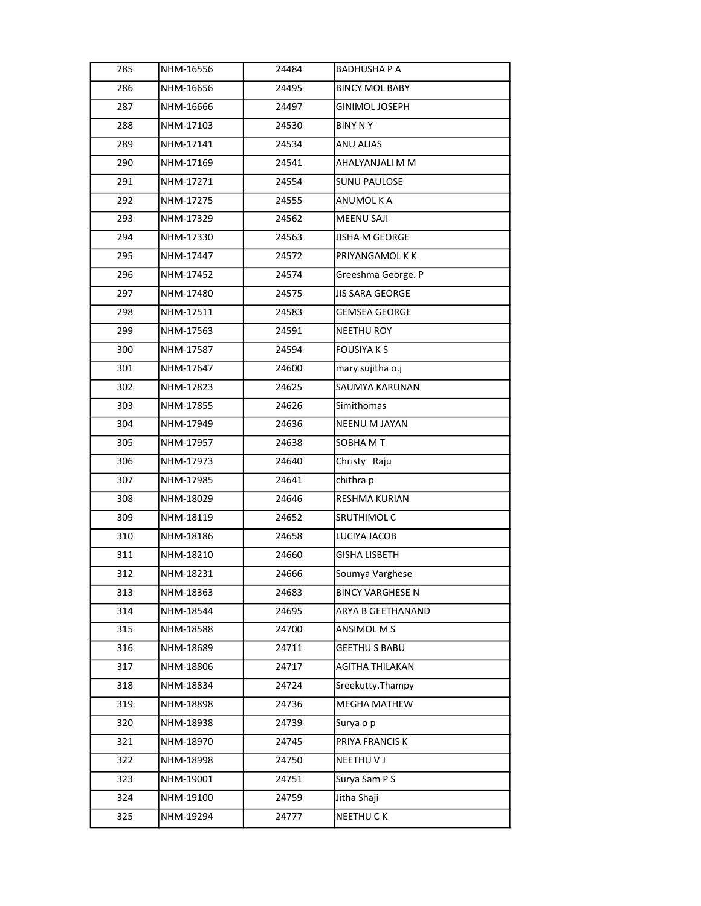| | | | |
|---|---|---|---|
| 285 | NHM-16556 | 24484 | BADHUSHA P A |
| 286 | NHM-16656 | 24495 | BINCY MOL BABY |
| 287 | NHM-16666 | 24497 | GINIMOL JOSEPH |
| 288 | NHM-17103 | 24530 | BINY N Y |
| 289 | NHM-17141 | 24534 | ANU ALIAS |
| 290 | NHM-17169 | 24541 | AHALYANJALI M M |
| 291 | NHM-17271 | 24554 | SUNU PAULOSE |
| 292 | NHM-17275 | 24555 | ANUMOL K A |
| 293 | NHM-17329 | 24562 | MEENU SAJI |
| 294 | NHM-17330 | 24563 | JISHA M GEORGE |
| 295 | NHM-17447 | 24572 | PRIYANGAMOL K K |
| 296 | NHM-17452 | 24574 | Greeshma George. P |
| 297 | NHM-17480 | 24575 | JIS SARA GEORGE |
| 298 | NHM-17511 | 24583 | GEMSEA GEORGE |
| 299 | NHM-17563 | 24591 | NEETHU ROY |
| 300 | NHM-17587 | 24594 | FOUSIYA K S |
| 301 | NHM-17647 | 24600 | mary sujitha o.j |
| 302 | NHM-17823 | 24625 | SAUMYA KARUNAN |
| 303 | NHM-17855 | 24626 | Simithomas |
| 304 | NHM-17949 | 24636 | NEENU M JAYAN |
| 305 | NHM-17957 | 24638 | SOBHA M T |
| 306 | NHM-17973 | 24640 | Christy Raju |
| 307 | NHM-17985 | 24641 | chithra p |
| 308 | NHM-18029 | 24646 | RESHMA KURIAN |
| 309 | NHM-18119 | 24652 | SRUTHIMOL C |
| 310 | NHM-18186 | 24658 | LUCIYA JACOB |
| 311 | NHM-18210 | 24660 | GISHA LISBETH |
| 312 | NHM-18231 | 24666 | Soumya Varghese |
| 313 | NHM-18363 | 24683 | BINCY VARGHESE N |
| 314 | NHM-18544 | 24695 | ARYA B GEETHANAND |
| 315 | NHM-18588 | 24700 | ANSIMOL M S |
| 316 | NHM-18689 | 24711 | GEETHU S BABU |
| 317 | NHM-18806 | 24717 | AGITHA THILAKAN |
| 318 | NHM-18834 | 24724 | Sreekutty.Thampy |
| 319 | NHM-18898 | 24736 | MEGHA MATHEW |
| 320 | NHM-18938 | 24739 | Surya o p |
| 321 | NHM-18970 | 24745 | PRIYA FRANCIS K |
| 322 | NHM-18998 | 24750 | NEETHU V J |
| 323 | NHM-19001 | 24751 | Surya Sam P S |
| 324 | NHM-19100 | 24759 | Jitha Shaji |
| 325 | NHM-19294 | 24777 | NEETHU C K |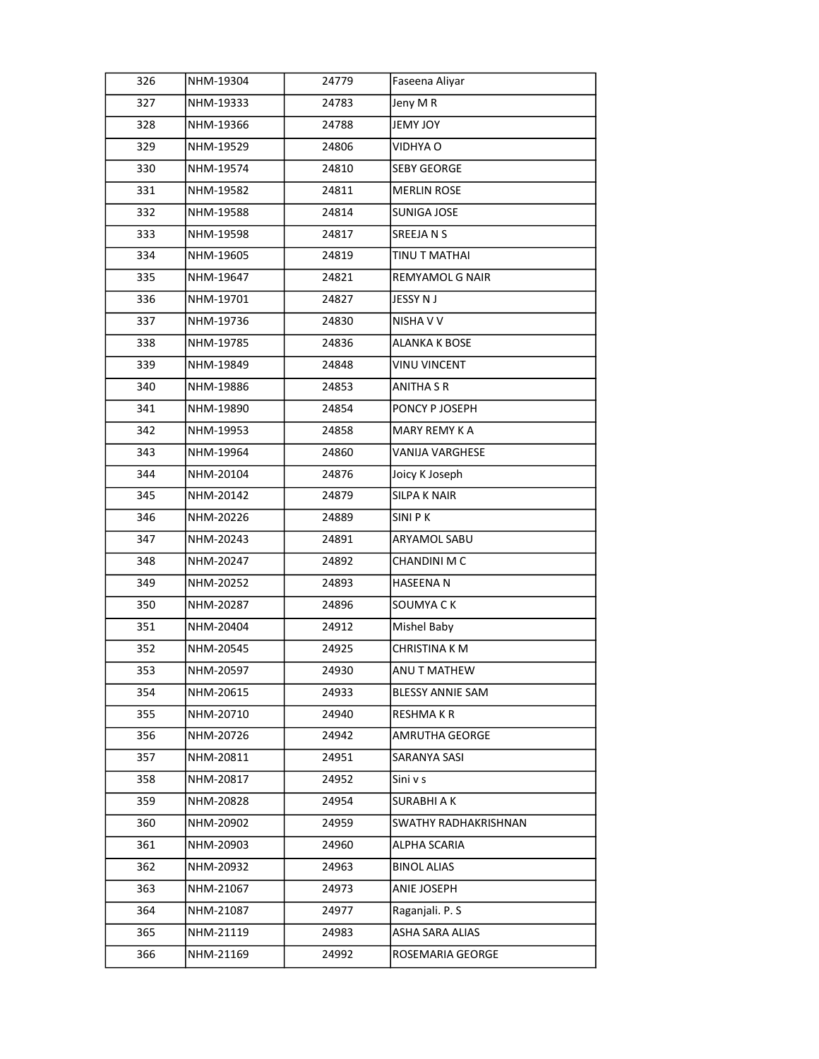| 326 | NHM-19304 | 24779 | Faseena Aliyar |
|---|---|---|---|
| 327 | NHM-19333 | 24783 | Jeny M R |
| 328 | NHM-19366 | 24788 | JEMY JOY |
| 329 | NHM-19529 | 24806 | VIDHYA O |
| 330 | NHM-19574 | 24810 | SEBY GEORGE |
| 331 | NHM-19582 | 24811 | MERLIN ROSE |
| 332 | NHM-19588 | 24814 | SUNIGA JOSE |
| 333 | NHM-19598 | 24817 | SREEJA N S |
| 334 | NHM-19605 | 24819 | TINU T MATHAI |
| 335 | NHM-19647 | 24821 | REMYAMOL G NAIR |
| 336 | NHM-19701 | 24827 | JESSY N J |
| 337 | NHM-19736 | 24830 | NISHA V V |
| 338 | NHM-19785 | 24836 | ALANKA K BOSE |
| 339 | NHM-19849 | 24848 | VINU VINCENT |
| 340 | NHM-19886 | 24853 | ANITHA S R |
| 341 | NHM-19890 | 24854 | PONCY P JOSEPH |
| 342 | NHM-19953 | 24858 | MARY REMY K A |
| 343 | NHM-19964 | 24860 | VANIJA VARGHESE |
| 344 | NHM-20104 | 24876 | Joicy K Joseph |
| 345 | NHM-20142 | 24879 | SILPA K NAIR |
| 346 | NHM-20226 | 24889 | SINI P K |
| 347 | NHM-20243 | 24891 | ARYAMOL SABU |
| 348 | NHM-20247 | 24892 | CHANDINI M C |
| 349 | NHM-20252 | 24893 | HASEENA N |
| 350 | NHM-20287 | 24896 | SOUMYA C K |
| 351 | NHM-20404 | 24912 | Mishel Baby |
| 352 | NHM-20545 | 24925 | CHRISTINA K M |
| 353 | NHM-20597 | 24930 | ANU T MATHEW |
| 354 | NHM-20615 | 24933 | BLESSY ANNIE SAM |
| 355 | NHM-20710 | 24940 | RESHMA K R |
| 356 | NHM-20726 | 24942 | AMRUTHA GEORGE |
| 357 | NHM-20811 | 24951 | SARANYA SASI |
| 358 | NHM-20817 | 24952 | Sini v s |
| 359 | NHM-20828 | 24954 | SURABHI A K |
| 360 | NHM-20902 | 24959 | SWATHY RADHAKRISHNAN |
| 361 | NHM-20903 | 24960 | ALPHA SCARIA |
| 362 | NHM-20932 | 24963 | BINOL ALIAS |
| 363 | NHM-21067 | 24973 | ANIE JOSEPH |
| 364 | NHM-21087 | 24977 | Raganjali. P. S |
| 365 | NHM-21119 | 24983 | ASHA SARA ALIAS |
| 366 | NHM-21169 | 24992 | ROSEMARIA GEORGE |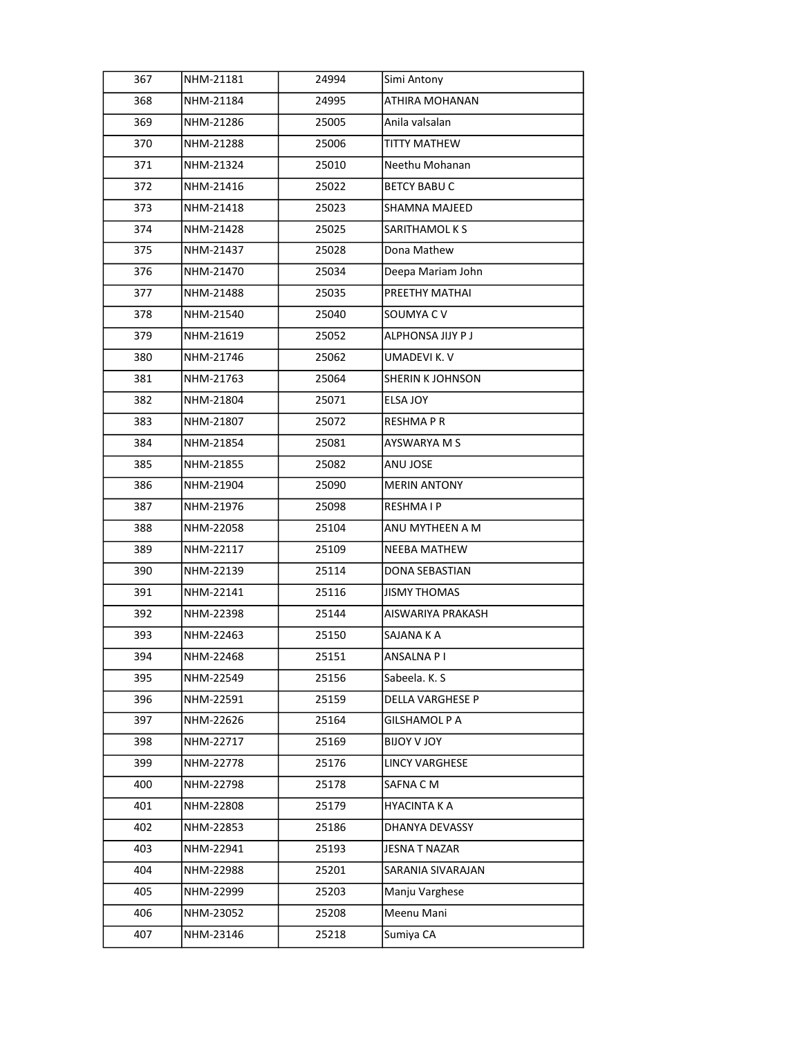| 367 | NHM-21181 | 24994 | Simi Antony |
|---|---|---|---|
| 368 | NHM-21184 | 24995 | ATHIRA MOHANAN |
| 369 | NHM-21286 | 25005 | Anila valsalan |
| 370 | NHM-21288 | 25006 | TITTY MATHEW |
| 371 | NHM-21324 | 25010 | Neethu Mohanan |
| 372 | NHM-21416 | 25022 | BETCY BABU C |
| 373 | NHM-21418 | 25023 | SHAMNA MAJEED |
| 374 | NHM-21428 | 25025 | SARITHAMOL K S |
| 375 | NHM-21437 | 25028 | Dona Mathew |
| 376 | NHM-21470 | 25034 | Deepa Mariam John |
| 377 | NHM-21488 | 25035 | PREETHY MATHAI |
| 378 | NHM-21540 | 25040 | SOUMYA C V |
| 379 | NHM-21619 | 25052 | ALPHONSA JIJY P J |
| 380 | NHM-21746 | 25062 | UMADEVI K. V |
| 381 | NHM-21763 | 25064 | SHERIN K JOHNSON |
| 382 | NHM-21804 | 25071 | ELSA JOY |
| 383 | NHM-21807 | 25072 | RESHMA P R |
| 384 | NHM-21854 | 25081 | AYSWARYA M S |
| 385 | NHM-21855 | 25082 | ANU JOSE |
| 386 | NHM-21904 | 25090 | MERIN ANTONY |
| 387 | NHM-21976 | 25098 | RESHMA I P |
| 388 | NHM-22058 | 25104 | ANU MYTHEEN A M |
| 389 | NHM-22117 | 25109 | NEEBA MATHEW |
| 390 | NHM-22139 | 25114 | DONA SEBASTIAN |
| 391 | NHM-22141 | 25116 | JISMY THOMAS |
| 392 | NHM-22398 | 25144 | AISWARIYA PRAKASH |
| 393 | NHM-22463 | 25150 | SAJANA K A |
| 394 | NHM-22468 | 25151 | ANSALNA P I |
| 395 | NHM-22549 | 25156 | Sabeela. K. S |
| 396 | NHM-22591 | 25159 | DELLA VARGHESE P |
| 397 | NHM-22626 | 25164 | GILSHAMOL P A |
| 398 | NHM-22717 | 25169 | BIJOY V JOY |
| 399 | NHM-22778 | 25176 | LINCY VARGHESE |
| 400 | NHM-22798 | 25178 | SAFNA C M |
| 401 | NHM-22808 | 25179 | HYACINTA K A |
| 402 | NHM-22853 | 25186 | DHANYA DEVASSY |
| 403 | NHM-22941 | 25193 | JESNA T NAZAR |
| 404 | NHM-22988 | 25201 | SARANIA SIVARAJAN |
| 405 | NHM-22999 | 25203 | Manju Varghese |
| 406 | NHM-23052 | 25208 | Meenu Mani |
| 407 | NHM-23146 | 25218 | Sumiya CA |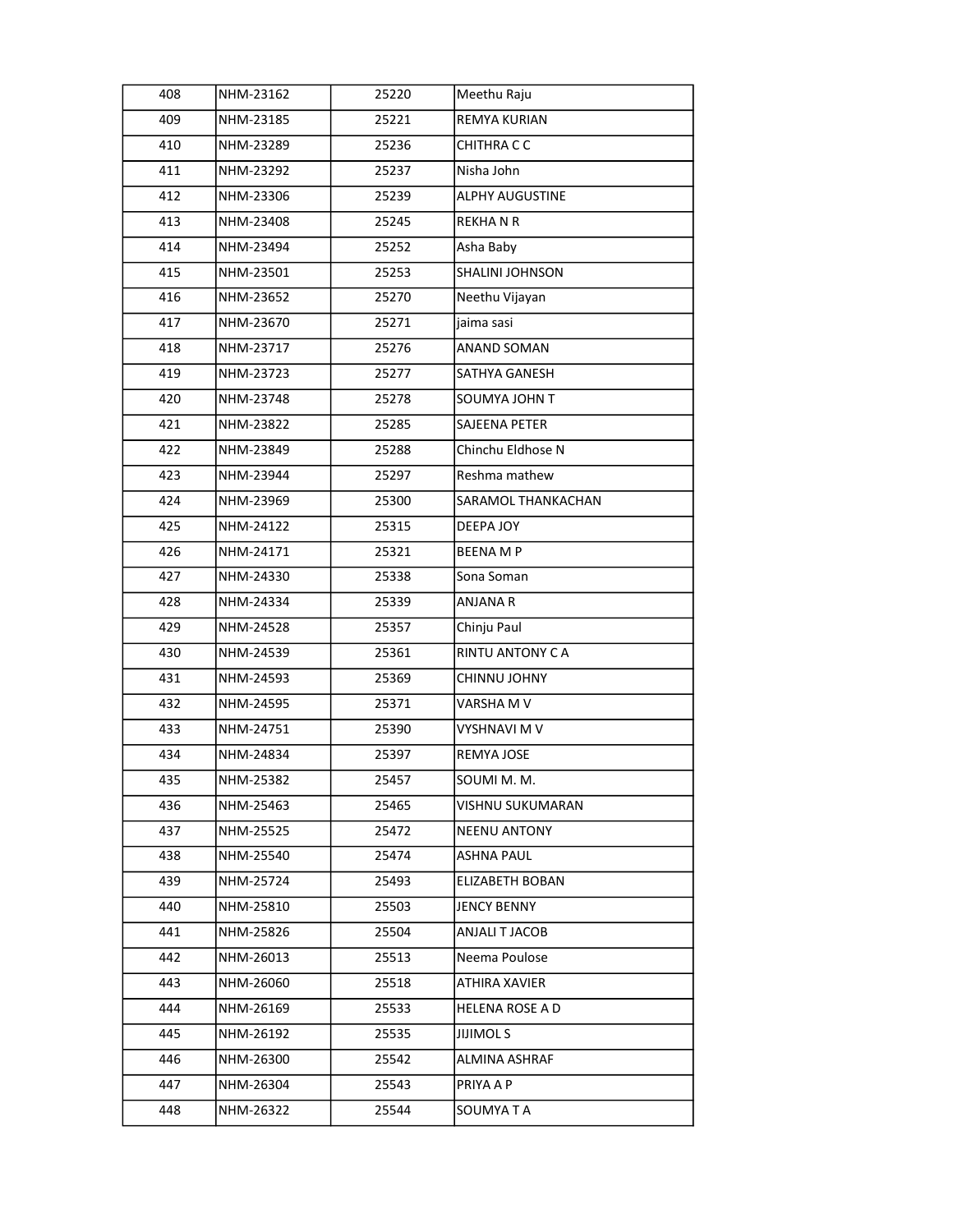| 408 | NHM-23162 | 25220 | Meethu Raju |
|---|---|---|---|
| 409 | NHM-23185 | 25221 | REMYA KURIAN |
| 410 | NHM-23289 | 25236 | CHITHRA C C |
| 411 | NHM-23292 | 25237 | Nisha John |
| 412 | NHM-23306 | 25239 | ALPHY AUGUSTINE |
| 413 | NHM-23408 | 25245 | REKHA N R |
| 414 | NHM-23494 | 25252 | Asha Baby |
| 415 | NHM-23501 | 25253 | SHALINI JOHNSON |
| 416 | NHM-23652 | 25270 | Neethu Vijayan |
| 417 | NHM-23670 | 25271 | jaima sasi |
| 418 | NHM-23717 | 25276 | ANAND SOMAN |
| 419 | NHM-23723 | 25277 | SATHYA GANESH |
| 420 | NHM-23748 | 25278 | SOUMYA JOHN T |
| 421 | NHM-23822 | 25285 | SAJEENA PETER |
| 422 | NHM-23849 | 25288 | Chinchu Eldhose N |
| 423 | NHM-23944 | 25297 | Reshma mathew |
| 424 | NHM-23969 | 25300 | SARAMOL THANKACHAN |
| 425 | NHM-24122 | 25315 | DEEPA JOY |
| 426 | NHM-24171 | 25321 | BEENA M P |
| 427 | NHM-24330 | 25338 | Sona Soman |
| 428 | NHM-24334 | 25339 | ANJANA R |
| 429 | NHM-24528 | 25357 | Chinju Paul |
| 430 | NHM-24539 | 25361 | RINTU ANTONY C A |
| 431 | NHM-24593 | 25369 | CHINNU JOHNY |
| 432 | NHM-24595 | 25371 | VARSHA M V |
| 433 | NHM-24751 | 25390 | VYSHNAVI M V |
| 434 | NHM-24834 | 25397 | REMYA JOSE |
| 435 | NHM-25382 | 25457 | SOUMI M. M. |
| 436 | NHM-25463 | 25465 | VISHNU SUKUMARAN |
| 437 | NHM-25525 | 25472 | NEENU ANTONY |
| 438 | NHM-25540 | 25474 | ASHNA PAUL |
| 439 | NHM-25724 | 25493 | ELIZABETH BOBAN |
| 440 | NHM-25810 | 25503 | JENCY BENNY |
| 441 | NHM-25826 | 25504 | ANJALI T JACOB |
| 442 | NHM-26013 | 25513 | Neema Poulose |
| 443 | NHM-26060 | 25518 | ATHIRA XAVIER |
| 444 | NHM-26169 | 25533 | HELENA ROSE A D |
| 445 | NHM-26192 | 25535 | JIJIMOL S |
| 446 | NHM-26300 | 25542 | ALMINA ASHRAF |
| 447 | NHM-26304 | 25543 | PRIYA A P |
| 448 | NHM-26322 | 25544 | SOUMYA T A |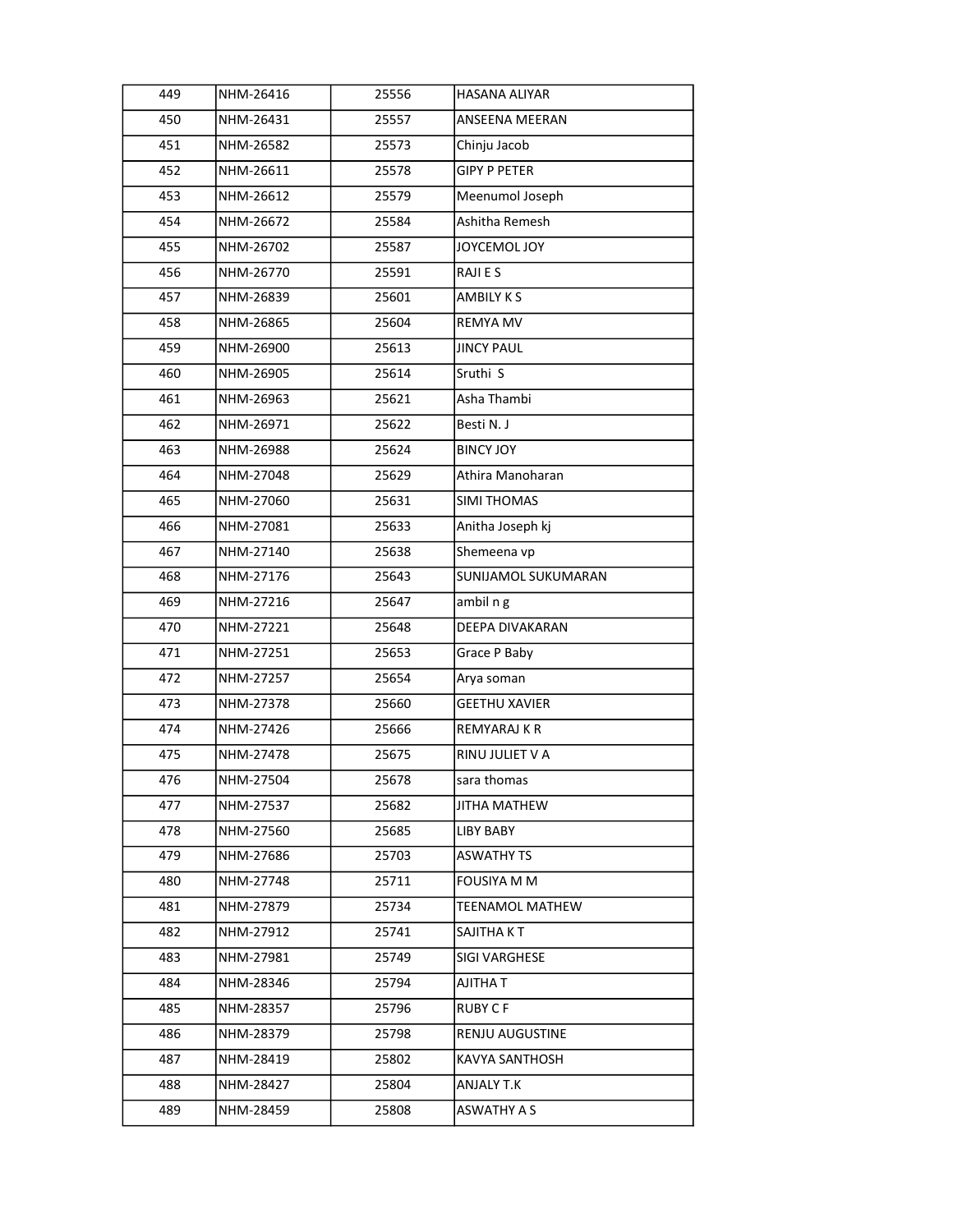| 449 | NHM-26416 | 25556 | HASANA ALIYAR |
|---|---|---|---|
| 450 | NHM-26431 | 25557 | ANSEENA MEERAN |
| 451 | NHM-26582 | 25573 | Chinju Jacob |
| 452 | NHM-26611 | 25578 | GIPY P PETER |
| 453 | NHM-26612 | 25579 | Meenumol Joseph |
| 454 | NHM-26672 | 25584 | Ashitha Remesh |
| 455 | NHM-26702 | 25587 | JOYCEMOL JOY |
| 456 | NHM-26770 | 25591 | RAJI E S |
| 457 | NHM-26839 | 25601 | AMBILY K S |
| 458 | NHM-26865 | 25604 | REMYA MV |
| 459 | NHM-26900 | 25613 | JINCY PAUL |
| 460 | NHM-26905 | 25614 | Sruthi S |
| 461 | NHM-26963 | 25621 | Asha Thambi |
| 462 | NHM-26971 | 25622 | Besti N. J |
| 463 | NHM-26988 | 25624 | BINCY JOY |
| 464 | NHM-27048 | 25629 | Athira Manoharan |
| 465 | NHM-27060 | 25631 | SIMI THOMAS |
| 466 | NHM-27081 | 25633 | Anitha Joseph kj |
| 467 | NHM-27140 | 25638 | Shemeena vp |
| 468 | NHM-27176 | 25643 | SUNIJAMOL SUKUMARAN |
| 469 | NHM-27216 | 25647 | ambil n g |
| 470 | NHM-27221 | 25648 | DEEPA DIVAKARAN |
| 471 | NHM-27251 | 25653 | Grace P Baby |
| 472 | NHM-27257 | 25654 | Arya soman |
| 473 | NHM-27378 | 25660 | GEETHU XAVIER |
| 474 | NHM-27426 | 25666 | REMYARAJ K R |
| 475 | NHM-27478 | 25675 | RINU JULIET V A |
| 476 | NHM-27504 | 25678 | sara thomas |
| 477 | NHM-27537 | 25682 | JITHA MATHEW |
| 478 | NHM-27560 | 25685 | LIBY BABY |
| 479 | NHM-27686 | 25703 | ASWATHY TS |
| 480 | NHM-27748 | 25711 | FOUSIYA M M |
| 481 | NHM-27879 | 25734 | TEENAMOL MATHEW |
| 482 | NHM-27912 | 25741 | SAJITHA K T |
| 483 | NHM-27981 | 25749 | SIGI VARGHESE |
| 484 | NHM-28346 | 25794 | AJITHA T |
| 485 | NHM-28357 | 25796 | RUBY C F |
| 486 | NHM-28379 | 25798 | RENJU AUGUSTINE |
| 487 | NHM-28419 | 25802 | KAVYA SANTHOSH |
| 488 | NHM-28427 | 25804 | ANJALY T.K |
| 489 | NHM-28459 | 25808 | ASWATHY A S |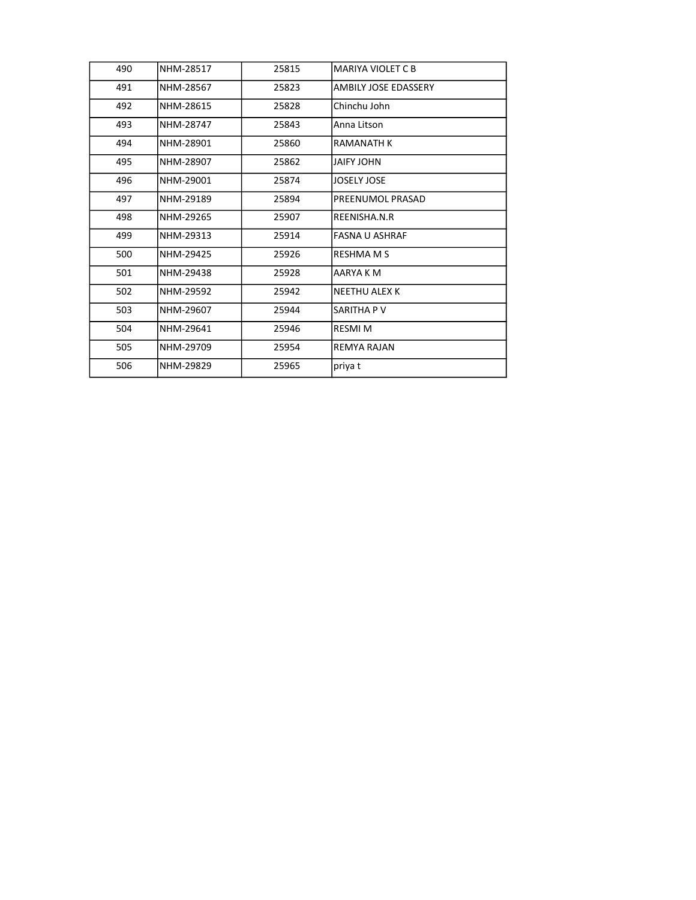| | | | |
|---|---|---|---|
| 490 | NHM-28517 | 25815 | MARIYA VIOLET C B |
| 491 | NHM-28567 | 25823 | AMBILY JOSE EDASSERY |
| 492 | NHM-28615 | 25828 | Chinchu John |
| 493 | NHM-28747 | 25843 | Anna Litson |
| 494 | NHM-28901 | 25860 | RAMANATH K |
| 495 | NHM-28907 | 25862 | JAIFY JOHN |
| 496 | NHM-29001 | 25874 | JOSELY JOSE |
| 497 | NHM-29189 | 25894 | PREENUMOL PRASAD |
| 498 | NHM-29265 | 25907 | REENISHA.N.R |
| 499 | NHM-29313 | 25914 | FASNA U ASHRAF |
| 500 | NHM-29425 | 25926 | RESHMA M S |
| 501 | NHM-29438 | 25928 | AARYA K M |
| 502 | NHM-29592 | 25942 | NEETHU ALEX K |
| 503 | NHM-29607 | 25944 | SARITHA P V |
| 504 | NHM-29641 | 25946 | RESMI M |
| 505 | NHM-29709 | 25954 | REMYA RAJAN |
| 506 | NHM-29829 | 25965 | priya t |